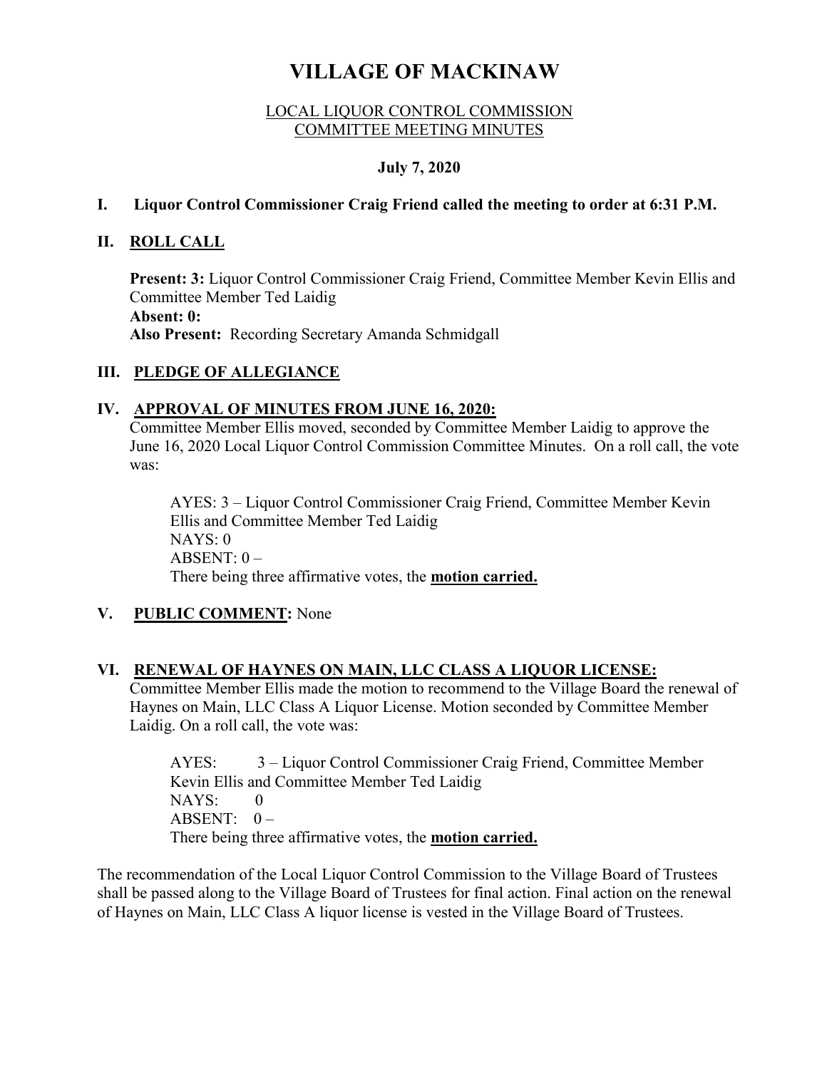# VILLAGE OF MACKINAW

## LOCAL LIQUOR CONTROL COMMISSION
## COMMITTEE MEETING MINUTES

**July 7, 2020**

**I. Liquor Control Commissioner Craig Friend called the meeting to order at 6:31 P.M.**

**II. ROLL CALL**

**Present: 3:** Liquor Control Commissioner Craig Friend, Committee Member Kevin Ellis and Committee Member Ted Laidig
**Absent: 0:**
**Also Present:** Recording Secretary Amanda Schmidgall

**III. PLEDGE OF ALLEGIANCE**

**IV. APPROVAL OF MINUTES FROM JUNE 16, 2020:**

Committee Member Ellis moved, seconded by Committee Member Laidig to approve the June 16, 2020 Local Liquor Control Commission Committee Minutes. On a roll call, the vote was:

AYES: 3 – Liquor Control Commissioner Craig Friend, Committee Member Kevin Ellis and Committee Member Ted Laidig
NAYS: 0
ABSENT: 0 –
There being three affirmative votes, the **motion carried.**

**V. PUBLIC COMMENT:** None

**VI. RENEWAL OF HAYNES ON MAIN, LLC CLASS A LIQUOR LICENSE:**

Committee Member Ellis made the motion to recommend to the Village Board the renewal of Haynes on Main, LLC Class A Liquor License. Motion seconded by Committee Member Laidig. On a roll call, the vote was:

AYES: 3 – Liquor Control Commissioner Craig Friend, Committee Member Kevin Ellis and Committee Member Ted Laidig
NAYS: 0
ABSENT: 0 –
There being three affirmative votes, the **motion carried.**

The recommendation of the Local Liquor Control Commission to the Village Board of Trustees shall be passed along to the Village Board of Trustees for final action. Final action on the renewal of Haynes on Main, LLC Class A liquor license is vested in the Village Board of Trustees.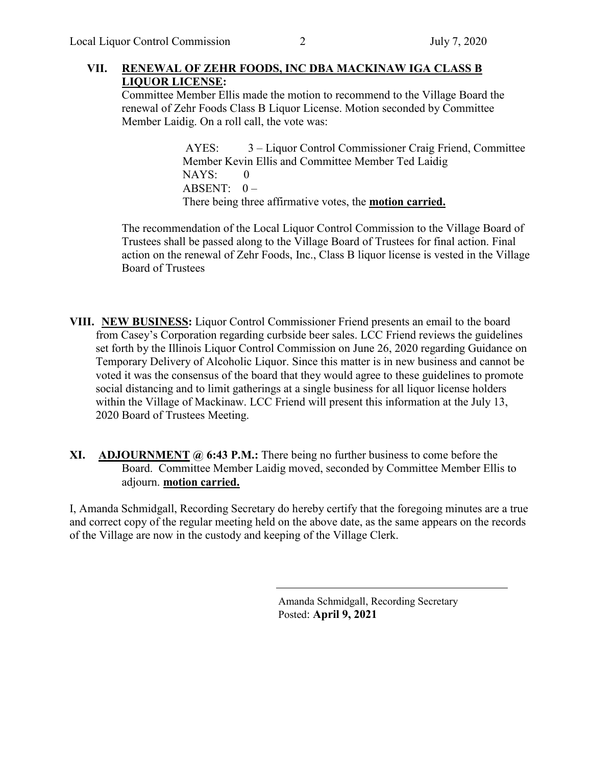## VII. **RENEWAL OF ZEHR FOODS, INC DBA MACKINAW IGA CLASS B LIQUOR LICENSE:**

Committee Member Ellis made the motion to recommend to the Village Board the renewal of Zehr Foods Class B Liquor License. Motion seconded by Committee Member Laidig. On a roll call, the vote was:

> AYES: 3 – Liquor Control Commissioner Craig Friend, Committee Member Kevin Ellis and Committee Member Ted Laidig
> NAYS: 0
> ABSENT: 0 –
> There being three affirmative votes, the **motion carried.**

The recommendation of the Local Liquor Control Commission to the Village Board of Trustees shall be passed along to the Village Board of Trustees for final action. Final action on the renewal of Zehr Foods, Inc., Class B liquor license is vested in the Village Board of Trustees

## VIII. **NEW BUSINESS:**

Liquor Control Commissioner Friend presents an email to the board from Casey's Corporation regarding curbside beer sales. LCC Friend reviews the guidelines set forth by the Illinois Liquor Control Commission on June 26, 2020 regarding Guidance on Temporary Delivery of Alcoholic Liquor. Since this matter is in new business and cannot be voted it was the consensus of the board that they would agree to these guidelines to promote social distancing and to limit gatherings at a single business for all liquor license holders within the Village of Mackinaw. LCC Friend will present this information at the July 13, 2020 Board of Trustees Meeting.

## XI. **ADJOURNMENT @ 6:43 P.M.:**

There being no further business to come before the Board. Committee Member Laidig moved, seconded by Committee Member Ellis to adjourn. **motion carried.**

I, Amanda Schmidgall, Recording Secretary do hereby certify that the foregoing minutes are a true and correct copy of the regular meeting held on the above date, as the same appears on the records of the Village are now in the custody and keeping of the Village Clerk.

\_\_\_\_\_\_\_\_\_\_\_\_\_\_\_\_\_\_\_\_\_\_\_\_\_\_\_\_\_\_\_\_\_\_\_\_\_\_

Amanda Schmidgall, Recording Secretary
Posted: **April 9, 2021**